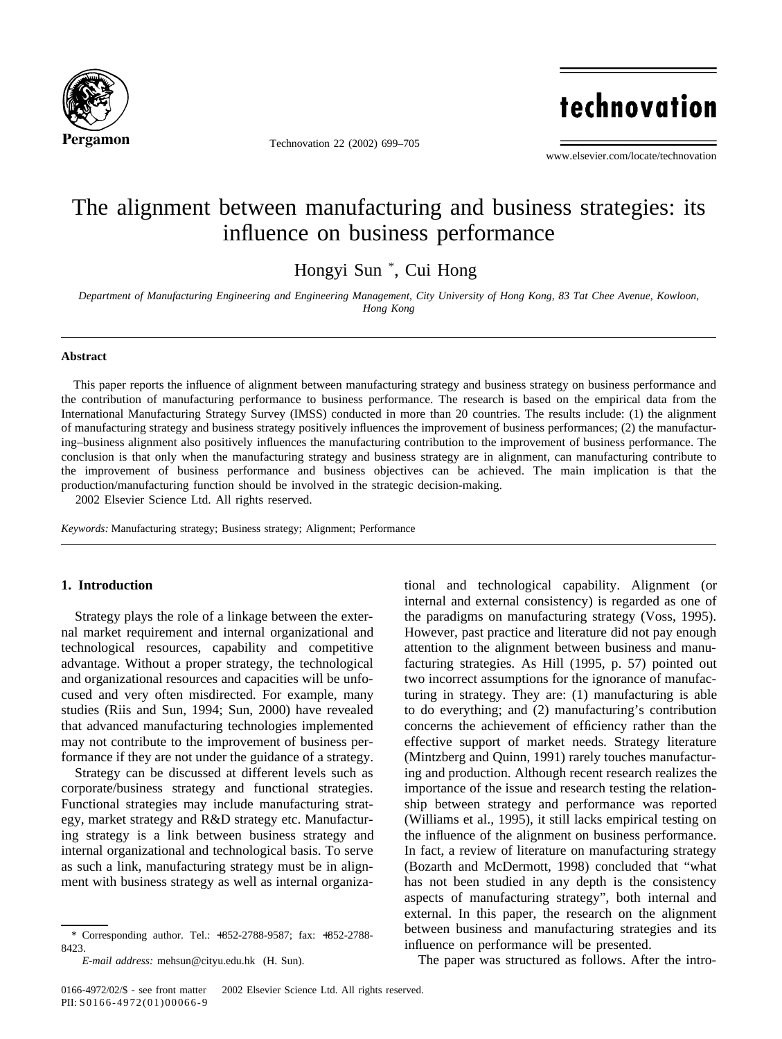# The alignment between manufacturing and business strategies: its influence on business performance

Hongyi Sun *, Cui Hong

*Department of Manufacturing Engineering and Engineering Management, City University of Hong Kong, 83 Tat Chee Avenue, Kowloon, Hong Kong*

## Abstract

This paper reports the influence of alignment between manufacturing strategy and business strategy on business performance and the contribution of manufacturing performance to business performance. The research is based on the empirical data from the International Manufacturing Strategy Survey (IMSS) conducted in more than 20 countries. The results include: (1) the alignment of manufacturing strategy and business strategy positively influences the improvement of business performances; (2) the manufacturing–business alignment also positively influences the manufacturing contribution to the improvement of business performance. The conclusion is that only when the manufacturing strategy and business strategy are in alignment, can manufacturing contribute to the improvement of business performance and business objectives can be achieved. The main implication is that the production/manufacturing function should be involved in the strategic decision-making.

2002 Elsevier Science Ltd. All rights reserved.

*Keywords:* Manufacturing strategy; Business strategy; Alignment; Performance

## 1. Introduction

Strategy plays the role of a linkage between the external market requirement and internal organizational and technological resources, capability and competitive advantage. Without a proper strategy, the technological and organizational resources and capacities will be unfocused and very often misdirected. For example, many studies (Riis and Sun, 1994; Sun, 2000) have revealed that advanced manufacturing technologies implemented may not contribute to the improvement of business performance if they are not under the guidance of a strategy.

Strategy can be discussed at different levels such as corporate/business strategy and functional strategies. Functional strategies may include manufacturing strategy, market strategy and R&D strategy etc. Manufacturing strategy is a link between business strategy and internal organizational and technological basis. To serve as such a link, manufacturing strategy must be in alignment with business strategy as well as internal organizational and technological capability. Alignment (or internal and external consistency) is regarded as one of the paradigms on manufacturing strategy (Voss, 1995). However, past practice and literature did not pay enough attention to the alignment between business and manufacturing strategies. As Hill (1995, p. 57) pointed out two incorrect assumptions for the ignorance of manufacturing in strategy. They are: (1) manufacturing is able to do everything; and (2) manufacturing's contribution concerns the achievement of efficiency rather than the effective support of market needs. Strategy literature (Mintzberg and Quinn, 1991) rarely touches manufacturing and production. Although recent research realizes the importance of the issue and research testing the relationship between strategy and performance was reported (Williams et al., 1995), it still lacks empirical testing on the influence of the alignment on business performance. In fact, a review of literature on manufacturing strategy (Bozarth and McDermott, 1998) concluded that "what has not been studied in any depth is the consistency aspects of manufacturing strategy", both internal and external. In this paper, the research on the alignment between business and manufacturing strategies and its influence on performance will be presented.

The paper was structured as follows. After the intro-

\* Corresponding author. Tel.: +852-2788-9587; fax: +852-2788-8423.

*E-mail address:* mehsun@cityu.edu.hk (H. Sun).

0166-4972/02/$ - see front matter 2002 Elsevier Science Ltd. All rights reserved.
PII: S0166-4972(01)00066-9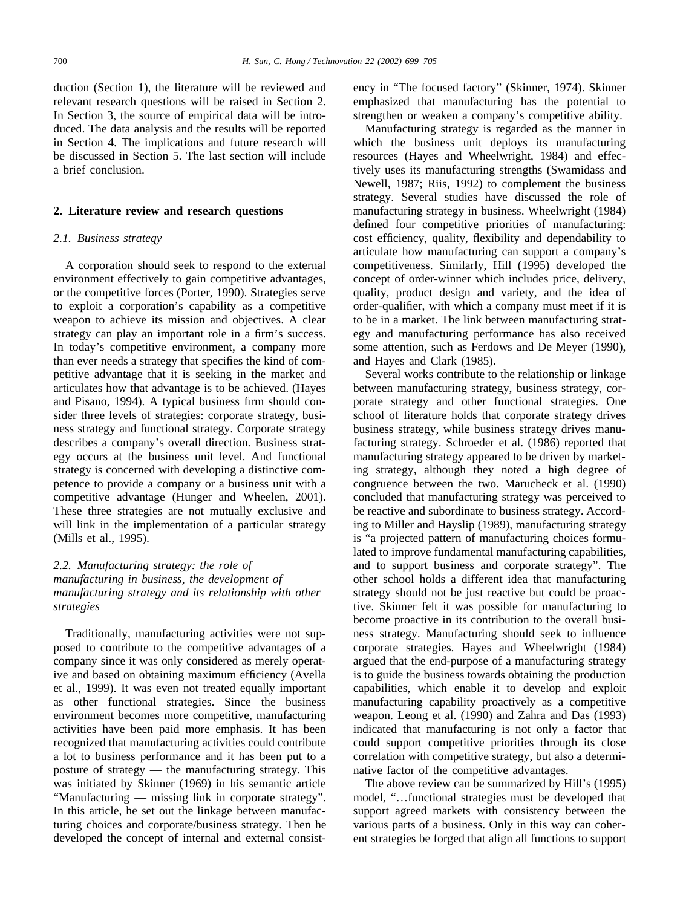duction (Section 1), the literature will be reviewed and relevant research questions will be raised in Section 2. In Section 3, the source of empirical data will be introduced. The data analysis and the results will be reported in Section 4. The implications and future research will be discussed in Section 5. The last section will include a brief conclusion.

## 2. Literature review and research questions

### *2.1. Business strategy*

A corporation should seek to respond to the external environment effectively to gain competitive advantages, or the competitive forces (Porter, 1990). Strategies serve to exploit a corporation's capability as a competitive weapon to achieve its mission and objectives. A clear strategy can play an important role in a firm's success. In today's competitive environment, a company more than ever needs a strategy that specifies the kind of competitive advantage that it is seeking in the market and articulates how that advantage is to be achieved. (Hayes and Pisano, 1994). A typical business firm should consider three levels of strategies: corporate strategy, business strategy and functional strategy. Corporate strategy describes a company's overall direction. Business strategy occurs at the business unit level. And functional strategy is concerned with developing a distinctive competence to provide a company or a business unit with a competitive advantage (Hunger and Wheelen, 2001). These three strategies are not mutually exclusive and will link in the implementation of a particular strategy (Mills et al., 1995).

### *2.2. Manufacturing strategy: the role of manufacturing in business, the development of manufacturing strategy and its relationship with other strategies*

Traditionally, manufacturing activities were not supposed to contribute to the competitive advantages of a company since it was only considered as merely operative and based on obtaining maximum efficiency (Avella et al., 1999). It was even not treated equally important as other functional strategies. Since the business environment becomes more competitive, manufacturing activities have been paid more emphasis. It has been recognized that manufacturing activities could contribute a lot to business performance and it has been put to a posture of strategy — the manufacturing strategy. This was initiated by Skinner (1969) in his semantic article "Manufacturing — missing link in corporate strategy". In this article, he set out the linkage between manufacturing choices and corporate/business strategy. Then he developed the concept of internal and external consistency in "The focused factory" (Skinner, 1974). Skinner emphasized that manufacturing has the potential to strengthen or weaken a company's competitive ability.

Manufacturing strategy is regarded as the manner in which the business unit deploys its manufacturing resources (Hayes and Wheelwright, 1984) and effectively uses its manufacturing strengths (Swamidass and Newell, 1987; Riis, 1992) to complement the business strategy. Several studies have discussed the role of manufacturing strategy in business. Wheelwright (1984) defined four competitive priorities of manufacturing: cost efficiency, quality, flexibility and dependability to articulate how manufacturing can support a company's competitiveness. Similarly, Hill (1995) developed the concept of order-winner which includes price, delivery, quality, product design and variety, and the idea of order-qualifier, with which a company must meet if it is to be in a market. The link between manufacturing strategy and manufacturing performance has also received some attention, such as Ferdows and De Meyer (1990), and Hayes and Clark (1985).

Several works contribute to the relationship or linkage between manufacturing strategy, business strategy, corporate strategy and other functional strategies. One school of literature holds that corporate strategy drives business strategy, while business strategy drives manufacturing strategy. Schroeder et al. (1986) reported that manufacturing strategy appeared to be driven by marketing strategy, although they noted a high degree of congruence between the two. Marucheck et al. (1990) concluded that manufacturing strategy was perceived to be reactive and subordinate to business strategy. According to Miller and Hayslip (1989), manufacturing strategy is "a projected pattern of manufacturing choices formulated to improve fundamental manufacturing capabilities, and to support business and corporate strategy". The other school holds a different idea that manufacturing strategy should not be just reactive but could be proactive. Skinner felt it was possible for manufacturing to become proactive in its contribution to the overall business strategy. Manufacturing should seek to influence corporate strategies. Hayes and Wheelwright (1984) argued that the end-purpose of a manufacturing strategy is to guide the business towards obtaining the production capabilities, which enable it to develop and exploit manufacturing capability proactively as a competitive weapon. Leong et al. (1990) and Zahra and Das (1993) indicated that manufacturing is not only a factor that could support competitive priorities through its close correlation with competitive strategy, but also a determinative factor of the competitive advantages.

The above review can be summarized by Hill's (1995) model, "…functional strategies must be developed that support agreed markets with consistency between the various parts of a business. Only in this way can coherent strategies be forged that align all functions to support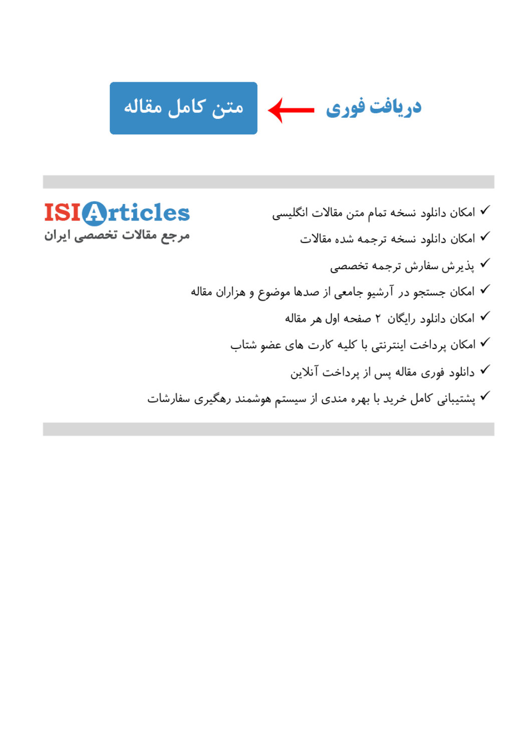دریافت فوری ← **متن کامل مقاله**

**ISIArticles**
مرجع مقالات تخصصی ایران

- ✓ امکان دانلود نسخه تمام متن مقالات انگلیسی
- ✓ امکان دانلود نسخه ترجمه شده مقالات
- ✓ پذیرش سفارش ترجمه تخصصی
- ✓ امکان جستجو در آرشیو جامعی از صدها موضوع و هزاران مقاله
- ✓ امکان دانلود رایگان ۲ صفحه اول هر مقاله
- ✓ امکان پرداخت اینترنتی با کلیه کارت های عضو شتاب
- ✓ دانلود فوری مقاله پس از پرداخت آنلاین
- ✓ پشتیبانی کامل خرید با بهره مندی از سیستم هوشمند رهگیری سفارشات